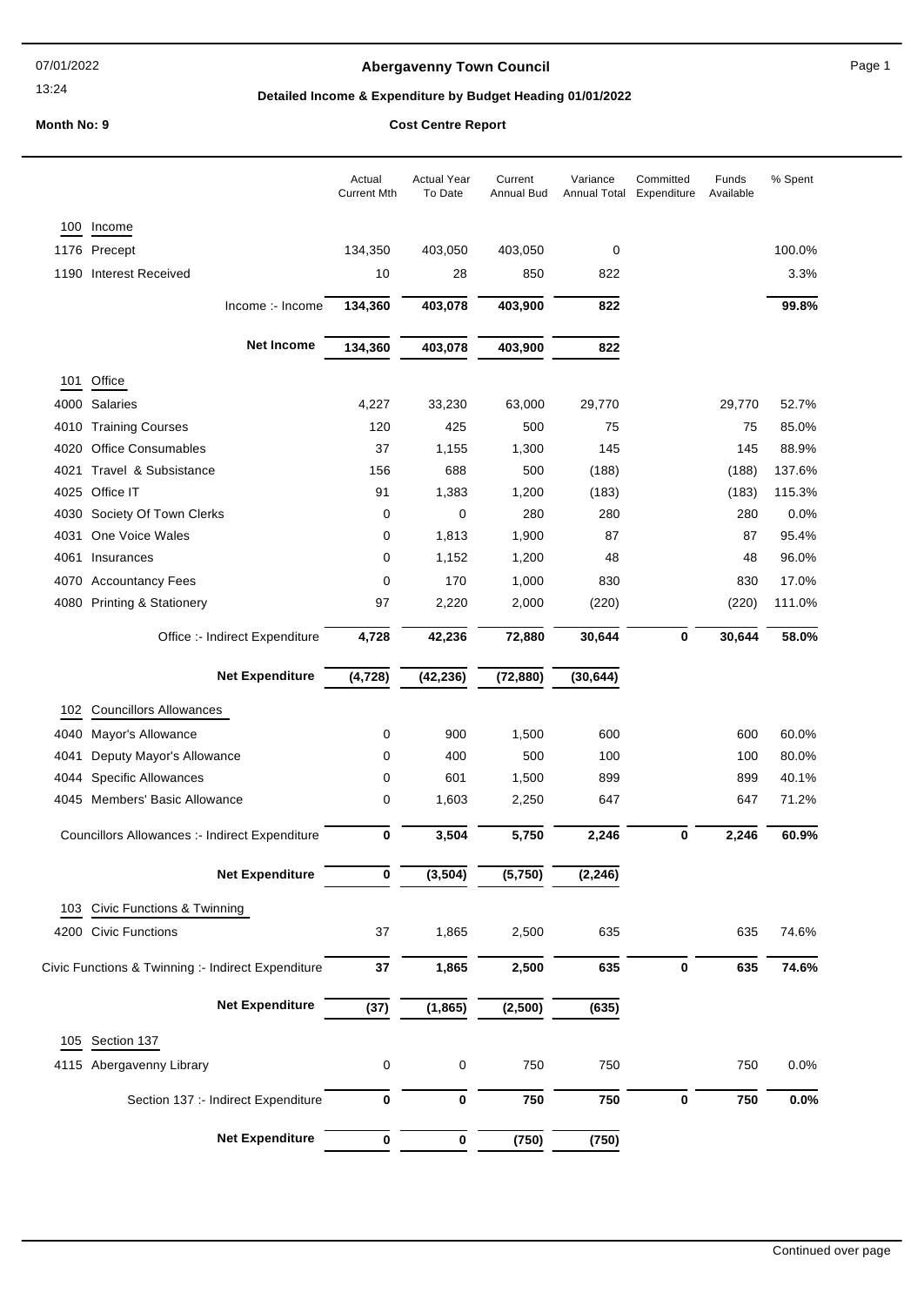07/01/2022

13:24

# Abergavenny Town Council

## Detailed Income & Expenditure by Budget Heading 01/01/2022

**Month No: 9** **Cost Centre Report**

| | Actual Current Mth | Actual Year To Date | Current Annual Bud | Variance Annual Total | Committed Expenditure | Funds Available | % Spent |
|---|---|---|---|---|---|---|---|
| **100 Income** | | | | | | | |
| 1176 Precept | 134,350 | 403,050 | 403,050 | 0 | | | 100.0% |
| 1190 Interest Received | 10 | 28 | 850 | 822 | | | 3.3% |
| Income :- Income | **134,360** | **403,078** | **403,900** | **822** | | | **99.8%** |
| **Net Income** | **134,360** | **403,078** | **403,900** | **822** | | | |
| **101 Office** | | | | | | | |
| 4000 Salaries | 4,227 | 33,230 | 63,000 | 29,770 | | 29,770 | 52.7% |
| 4010 Training Courses | 120 | 425 | 500 | 75 | | 75 | 85.0% |
| 4020 Office Consumables | 37 | 1,155 | 1,300 | 145 | | 145 | 88.9% |
| 4021 Travel & Subsistance | 156 | 688 | 500 | (188) | | (188) | 137.6% |
| 4025 Office IT | 91 | 1,383 | 1,200 | (183) | | (183) | 115.3% |
| 4030 Society Of Town Clerks | 0 | 0 | 280 | 280 | | 280 | 0.0% |
| 4031 One Voice Wales | 0 | 1,813 | 1,900 | 87 | | 87 | 95.4% |
| 4061 Insurances | 0 | 1,152 | 1,200 | 48 | | 48 | 96.0% |
| 4070 Accountancy Fees | 0 | 170 | 1,000 | 830 | | 830 | 17.0% |
| 4080 Printing & Stationery | 97 | 2,220 | 2,000 | (220) | | (220) | 111.0% |
| Office :- Indirect Expenditure | **4,728** | **42,236** | **72,880** | **30,644** | **0** | **30,644** | **58.0%** |
| **Net Expenditure** | **(4,728)** | **(42,236)** | **(72,880)** | **(30,644)** | | | |
| **102 Councillors Allowances** | | | | | | | |
| 4040 Mayor's Allowance | 0 | 900 | 1,500 | 600 | | 600 | 60.0% |
| 4041 Deputy Mayor's Allowance | 0 | 400 | 500 | 100 | | 100 | 80.0% |
| 4044 Specific Allowances | 0 | 601 | 1,500 | 899 | | 899 | 40.1% |
| 4045 Members' Basic Allowance | 0 | 1,603 | 2,250 | 647 | | 647 | 71.2% |
| Councillors Allowances :- Indirect Expenditure | **0** | **3,504** | **5,750** | **2,246** | **0** | **2,246** | **60.9%** |
| **Net Expenditure** | **0** | **(3,504)** | **(5,750)** | **(2,246)** | | | |
| **103 Civic Functions & Twinning** | | | | | | | |
| 4200 Civic Functions | 37 | 1,865 | 2,500 | 635 | | 635 | 74.6% |
| Civic Functions & Twinning :- Indirect Expenditure | **37** | **1,865** | **2,500** | **635** | **0** | **635** | **74.6%** |
| **Net Expenditure** | **(37)** | **(1,865)** | **(2,500)** | **(635)** | | | |
| **105 Section 137** | | | | | | | |
| 4115 Abergavenny Library | 0 | 0 | 750 | 750 | | 750 | 0.0% |
| Section 137 :- Indirect Expenditure | **0** | **0** | **750** | **750** | **0** | **750** | **0.0%** |
| **Net Expenditure** | **0** | **0** | **(750)** | **(750)** | | | |

Continued over page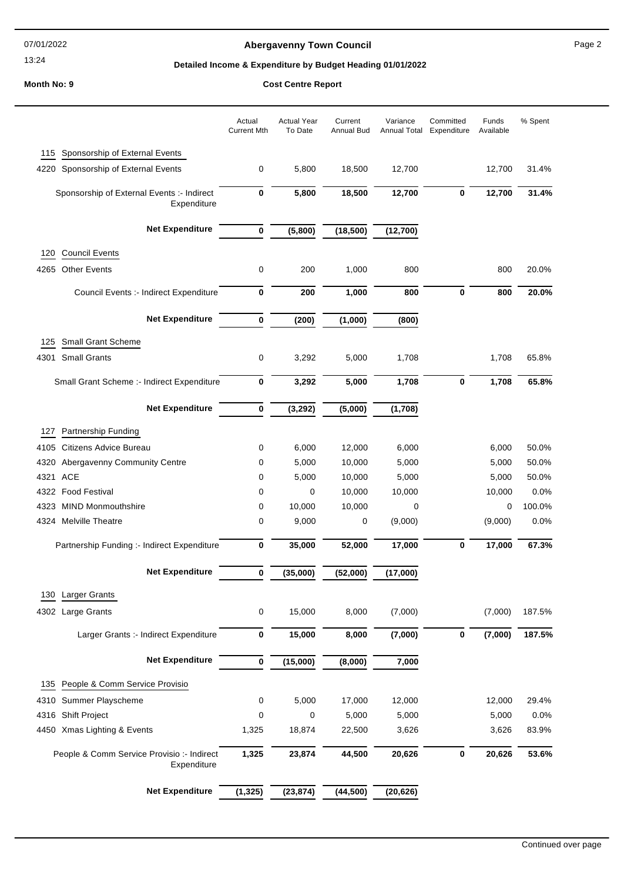**Abergavenny Town Council**

**Detailed Income & Expenditure by Budget Heading 01/01/2022**

**Month No: 9** — **Cost Centre Report**

| | Actual Current Mth | Actual Year To Date | Current Annual Bud | Variance Annual Total | Committed Expenditure | Funds Available | % Spent |
|---|---|---|---|---|---|---|---|
| **115 Sponsorship of External Events** | | | | | | | |
| 4220 Sponsorship of External Events | 0 | 5,800 | 18,500 | 12,700 | | 12,700 | 31.4% |
| Sponsorship of External Events :- Indirect Expenditure | **0** | **5,800** | **18,500** | **12,700** | **0** | **12,700** | **31.4%** |
| **Net Expenditure** | **0** | **(5,800)** | **(18,500)** | **(12,700)** | | | |
| **120 Council Events** | | | | | | | |
| 4265 Other Events | 0 | 200 | 1,000 | 800 | | 800 | 20.0% |
| Council Events :- Indirect Expenditure | **0** | **200** | **1,000** | **800** | **0** | **800** | **20.0%** |
| **Net Expenditure** | **0** | **(200)** | **(1,000)** | **(800)** | | | |
| **125 Small Grant Scheme** | | | | | | | |
| 4301 Small Grants | 0 | 3,292 | 5,000 | 1,708 | | 1,708 | 65.8% |
| Small Grant Scheme :- Indirect Expenditure | **0** | **3,292** | **5,000** | **1,708** | **0** | **1,708** | **65.8%** |
| **Net Expenditure** | **0** | **(3,292)** | **(5,000)** | **(1,708)** | | | |
| **127 Partnership Funding** | | | | | | | |
| 4105 Citizens Advice Bureau | 0 | 6,000 | 12,000 | 6,000 | | 6,000 | 50.0% |
| 4320 Abergavenny Community Centre | 0 | 5,000 | 10,000 | 5,000 | | 5,000 | 50.0% |
| 4321 ACE | 0 | 5,000 | 10,000 | 5,000 | | 5,000 | 50.0% |
| 4322 Food Festival | 0 | 0 | 10,000 | 10,000 | | 10,000 | 0.0% |
| 4323 MIND Monmouthshire | 0 | 10,000 | 10,000 | 0 | | 0 | 100.0% |
| 4324 Melville Theatre | 0 | 9,000 | 0 | (9,000) | | (9,000) | 0.0% |
| Partnership Funding :- Indirect Expenditure | **0** | **35,000** | **52,000** | **17,000** | **0** | **17,000** | **67.3%** |
| **Net Expenditure** | **0** | **(35,000)** | **(52,000)** | **(17,000)** | | | |
| **130 Larger Grants** | | | | | | | |
| 4302 Large Grants | 0 | 15,000 | 8,000 | (7,000) | | (7,000) | 187.5% |
| Larger Grants :- Indirect Expenditure | **0** | **15,000** | **8,000** | **(7,000)** | **0** | **(7,000)** | **187.5%** |
| **Net Expenditure** | **0** | **(15,000)** | **(8,000)** | **7,000** | | | |
| **135 People & Comm Service Provisio** | | | | | | | |
| 4310 Summer Playscheme | 0 | 5,000 | 17,000 | 12,000 | | 12,000 | 29.4% |
| 4316 Shift Project | 0 | 0 | 5,000 | 5,000 | | 5,000 | 0.0% |
| 4450 Xmas Lighting & Events | 1,325 | 18,874 | 22,500 | 3,626 | | 3,626 | 83.9% |
| People & Comm Service Provisio :- Indirect Expenditure | **1,325** | **23,874** | **44,500** | **20,626** | **0** | **20,626** | **53.6%** |
| **Net Expenditure** | **(1,325)** | **(23,874)** | **(44,500)** | **(20,626)** | | | |

Continued over page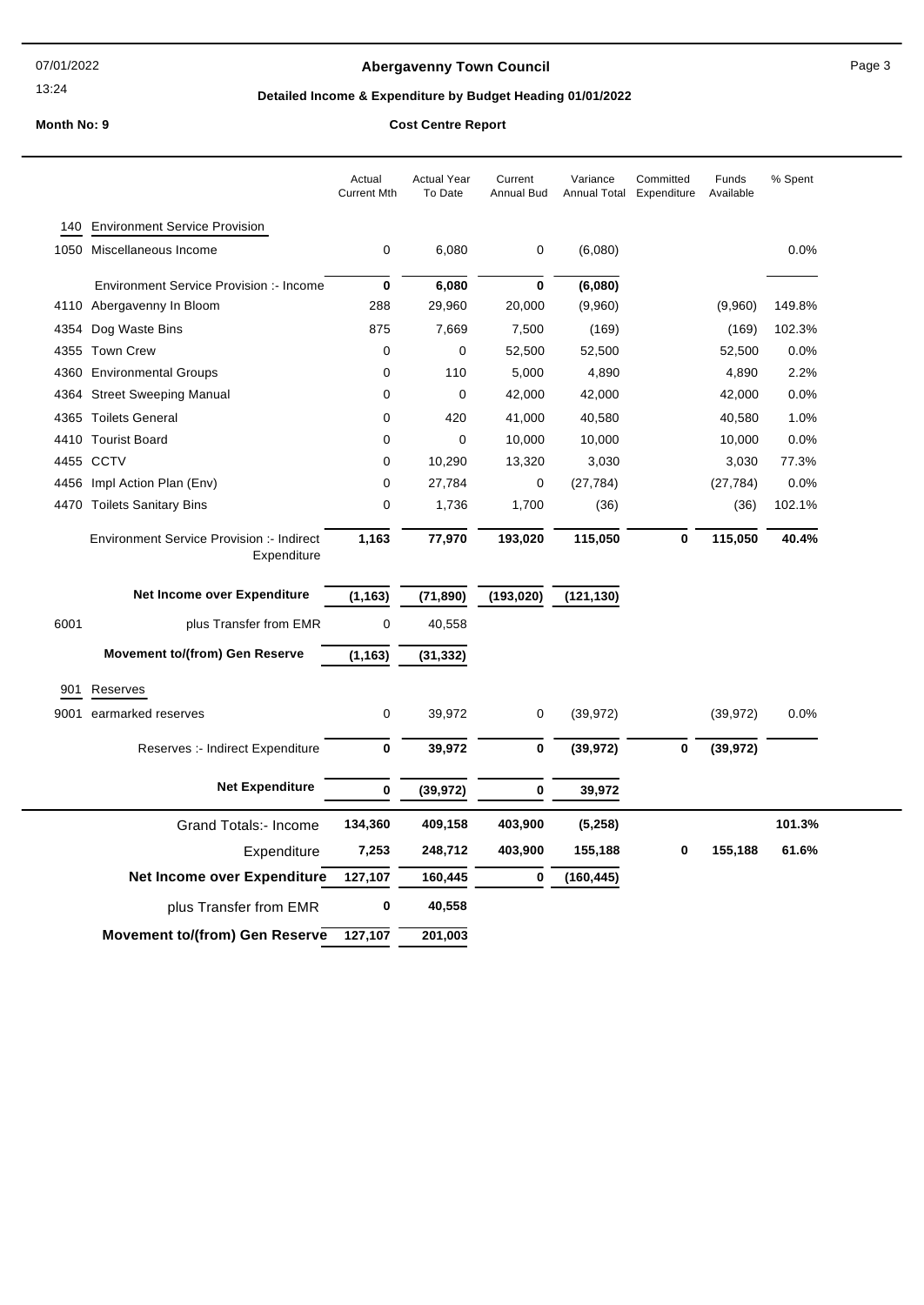| | | Actual Current Mth | Actual Year To Date | Current Annual Bud | Variance Annual Total | Committed Expenditure | Funds Available | % Spent |
|---|---|---|---|---|---|---|---|---|
| 140 | Environment Service Provision | | | | | | | |
| 1050 | Miscellaneous Income | 0 | 6,080 | 0 | (6,080) | | | 0.0% |
| | Environment Service Provision :- Income | **0** | **6,080** | **0** | **(6,080)** | | | |
| 4110 | Abergavenny In Bloom | 288 | 29,960 | 20,000 | (9,960) | | (9,960) | 149.8% |
| 4354 | Dog Waste Bins | 875 | 7,669 | 7,500 | (169) | | (169) | 102.3% |
| 4355 | Town Crew | 0 | 0 | 52,500 | 52,500 | | 52,500 | 0.0% |
| 4360 | Environmental Groups | 0 | 110 | 5,000 | 4,890 | | 4,890 | 2.2% |
| 4364 | Street Sweeping Manual | 0 | 0 | 42,000 | 42,000 | | 42,000 | 0.0% |
| 4365 | Toilets General | 0 | 420 | 41,000 | 40,580 | | 40,580 | 1.0% |
| 4410 | Tourist Board | 0 | 0 | 10,000 | 10,000 | | 10,000 | 0.0% |
| 4455 | CCTV | 0 | 10,290 | 13,320 | 3,030 | | 3,030 | 77.3% |
| 4456 | Impl Action Plan (Env) | 0 | 27,784 | 0 | (27,784) | | (27,784) | 0.0% |
| 4470 | Toilets Sanitary Bins | 0 | 1,736 | 1,700 | (36) | | (36) | 102.1% |
| | Environment Service Provision :- Indirect Expenditure | **1,163** | **77,970** | **193,020** | **115,050** | **0** | **115,050** | **40.4%** |
| | **Net Income over Expenditure** | **(1,163)** | **(71,890)** | **(193,020)** | **(121,130)** | | | |
| 6001 | plus Transfer from EMR | 0 | 40,558 | | | | | |
| | **Movement to/(from) Gen Reserve** | **(1,163)** | **(31,332)** | | | | | |
| 901 | Reserves | | | | | | | |
| 9001 | earmarked reserves | 0 | 39,972 | 0 | (39,972) | | (39,972) | 0.0% |
| | Reserves :- Indirect Expenditure | **0** | **39,972** | **0** | **(39,972)** | **0** | **(39,972)** | |
| | **Net Expenditure** | **0** | **(39,972)** | **0** | **39,972** | | | |
| | Grand Totals:- Income | **134,360** | **409,158** | **403,900** | **(5,258)** | | | **101.3%** |
| | Expenditure | **7,253** | **248,712** | **403,900** | **155,188** | **0** | **155,188** | **61.6%** |
| | **Net Income over Expenditure** | **127,107** | **160,445** | **0** | **(160,445)** | | | |
| | plus Transfer from EMR | **0** | **40,558** | | | | | |
| | **Movement to/(from) Gen Reserve** | **127,107** | **201,003** | | | | | |